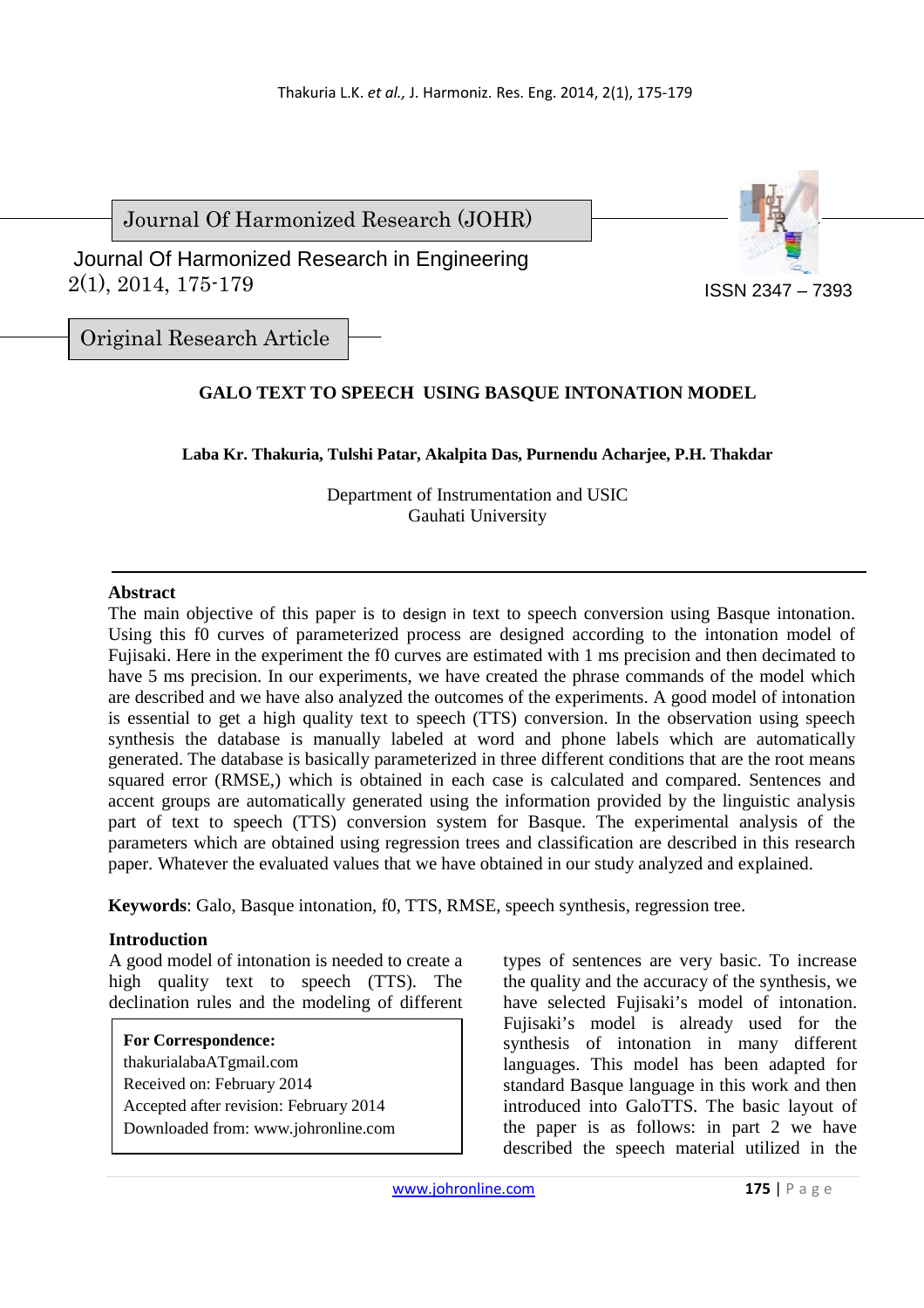Journal Of Harmonized Research (JOHR)

Journal Of Harmonized Research in Engineering
2(1), 2014, 175-179

ISSN 2347 – 7393

Original Research Article

# GALO TEXT TO SPEECH USING BASQUE INTONATION MODEL

**Laba Kr. Thakuria, Tulshi Patar, Akalpita Das, Purnendu Acharjee, P.H. Thakdar**

Department of Instrumentation and USIC
Gauhati University

## Abstract

The main objective of this paper is to design in text to speech conversion using Basque intonation. Using this f0 curves of parameterized process are designed according to the intonation model of Fujisaki. Here in the experiment the f0 curves are estimated with 1 ms precision and then decimated to have 5 ms precision. In our experiments, we have created the phrase commands of the model which are described and we have also analyzed the outcomes of the experiments. A good model of intonation is essential to get a high quality text to speech (TTS) conversion. In the observation using speech synthesis the database is manually labeled at word and phone labels which are automatically generated. The database is basically parameterized in three different conditions that are the root means squared error (RMSE,) which is obtained in each case is calculated and compared. Sentences and accent groups are automatically generated using the information provided by the linguistic analysis part of text to speech (TTS) conversion system for Basque. The experimental analysis of the parameters which are obtained using regression trees and classification are described in this research paper. Whatever the evaluated values that we have obtained in our study analyzed and explained.

**Keywords**: Galo, Basque intonation, f0, TTS, RMSE, speech synthesis, regression tree.

## Introduction

A good model of intonation is needed to create a high quality text to speech (TTS). The declination rules and the modeling of different types of sentences are very basic. To increase the quality and the accuracy of the synthesis, we have selected Fujisaki's model of intonation. Fujisaki's model is already used for the synthesis of intonation in many different languages. This model has been adapted for standard Basque language in this work and then introduced into GaloTTS. The basic layout of the paper is as follows: in part 2 we have described the speech material utilized in the

**For Correspondence:**
thakurialabaATgmail.com
Received on: February 2014
Accepted after revision: February 2014
Downloaded from: www.johronline.com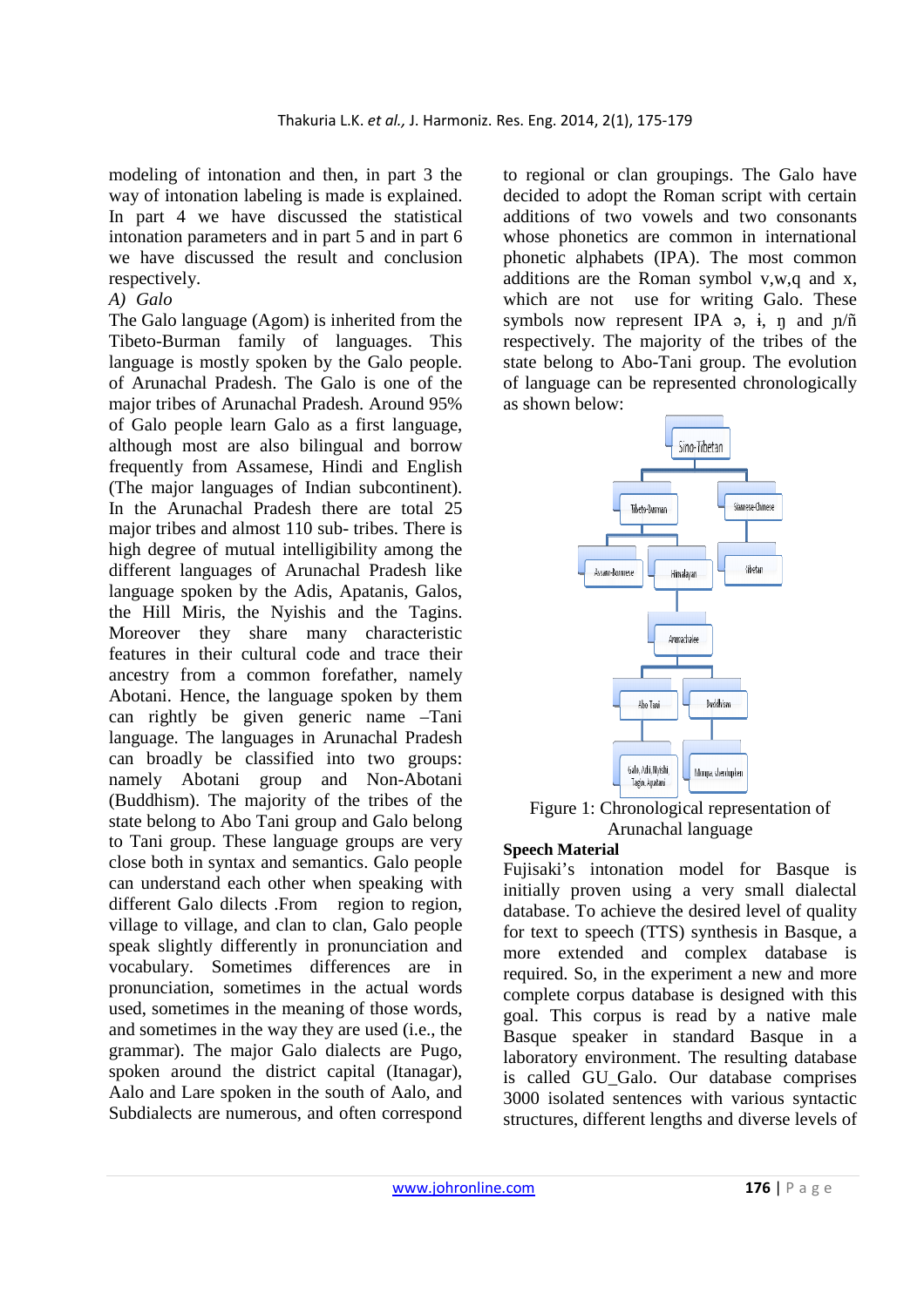modeling of intonation and then, in part 3 the way of intonation labeling is made is explained. In part 4 we have discussed the statistical intonation parameters and in part 5 and in part 6 we have discussed the result and conclusion respectively.

*A) Galo*

The Galo language (Agom) is inherited from the Tibeto-Burman family of languages. This language is mostly spoken by the Galo people. of Arunachal Pradesh. The Galo is one of the major tribes of Arunachal Pradesh. Around 95% of Galo people learn Galo as a first language, although most are also bilingual and borrow frequently from Assamese, Hindi and English (The major languages of Indian subcontinent). In the Arunachal Pradesh there are total 25 major tribes and almost 110 sub- tribes. There is high degree of mutual intelligibility among the different languages of Arunachal Pradesh like language spoken by the Adis, Apatanis, Galos, the Hill Miris, the Nyishis and the Tagins. Moreover they share many characteristic features in their cultural code and trace their ancestry from a common forefather, namely Abotani. Hence, the language spoken by them can rightly be given generic name –Tani language. The languages in Arunachal Pradesh can broadly be classified into two groups: namely Abotani group and Non-Abotani (Buddhism). The majority of the tribes of the state belong to Abo Tani group and Galo belong to Tani group. These language groups are very close both in syntax and semantics. Galo people can understand each other when speaking with different Galo dilects .From region to region, village to village, and clan to clan, Galo people speak slightly differently in pronunciation and vocabulary. Sometimes differences are in pronunciation, sometimes in the actual words used, sometimes in the meaning of those words, and sometimes in the way they are used (i.e., the grammar). The major Galo dialects are Pugo, spoken around the district capital (Itanagar), Aalo and Lare spoken in the south of Aalo, and Subdialects are numerous, and often correspond to regional or clan groupings. The Galo have decided to adopt the Roman script with certain additions of two vowels and two consonants whose phonetics are common in international phonetic alphabets (IPA). The most common additions are the Roman symbol v,w,q and x, which are not use for writing Galo. These symbols now represent IPA ə, ɨ, ŋ and ɲ/ñ respectively. The majority of the tribes of the state belong to Abo-Tani group. The evolution of language can be represented chronologically as shown below:

Sino-Tibetan
- Tibeto-Burman
  - Assam-Burmese
  - Himalayan
    - Arunachalee
      - Abo Tani
        - Galo, Adi, Nyishi, Tagin, Apatani
      - Buddhism
        - Monpa, sherdupken
- Siamese-Chinese
  - Tibetan

Figure 1: Chronological representation of Arunachal language

**Speech Material**

Fujisaki's intonation model for Basque is initially proven using a very small dialectal database. To achieve the desired level of quality for text to speech (TTS) synthesis in Basque, a more extended and complex database is required. So, in the experiment a new and more complete corpus database is designed with this goal. This corpus is read by a native male Basque speaker in standard Basque in a laboratory environment. The resulting database is called GU_Galo. Our database comprises 3000 isolated sentences with various syntactic structures, different lengths and diverse levels of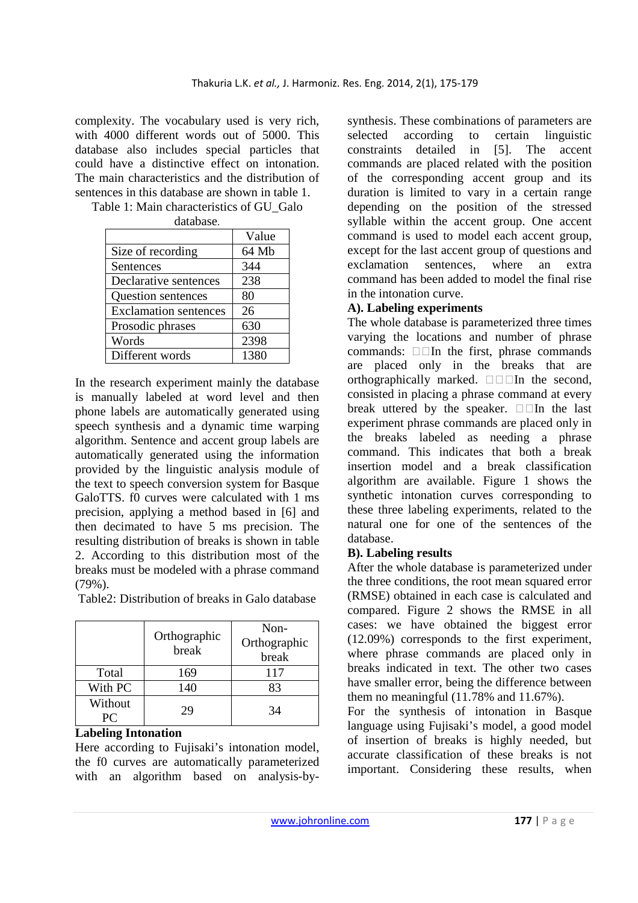complexity. The vocabulary used is very rich, with 4000 different words out of 5000. This database also includes special particles that could have a distinctive effect on intonation. The main characteristics and the distribution of sentences in this database are shown in table 1.

Table 1: Main characteristics of GU_Galo database.

| | Value |
|---|---|
| Size of recording | 64 Mb |
| Sentences | 344 |
| Declarative sentences | 238 |
| Question sentences | 80 |
| Exclamation sentences | 26 |
| Prosodic phrases | 630 |
| Words | 2398 |
| Different words | 1380 |

In the research experiment mainly the database is manually labeled at word level and then phone labels are automatically generated using speech synthesis and a dynamic time warping algorithm. Sentence and accent group labels are automatically generated using the information provided by the linguistic analysis module of the text to speech conversion system for Basque GaloTTS. f0 curves were calculated with 1 ms precision, applying a method based in [6] and then decimated to have 5 ms precision. The resulting distribution of breaks is shown in table 2. According to this distribution most of the breaks must be modeled with a phrase command (79%).

Table2: Distribution of breaks in Galo database

| | Orthographic break | Non-Orthographic break |
|---|---|---|
| Total | 169 | 117 |
| With PC | 140 | 83 |
| Without PC | 29 | 34 |

**Labeling Intonation**

Here according to Fujisaki's intonation model, the f0 curves are automatically parameterized with an algorithm based on analysis-by-synthesis. These combinations of parameters are selected according to certain linguistic constraints detailed in [5]. The accent commands are placed related with the position of the corresponding accent group and its duration is limited to vary in a certain range depending on the position of the stressed syllable within the accent group. One accent command is used to model each accent group, except for the last accent group of questions and exclamation sentences, where an extra command has been added to model the final rise in the intonation curve.

**A). Labeling experiments**

The whole database is parameterized three times varying the locations and number of phrase commands: In the first, phrase commands are placed only in the breaks that are orthographically marked. In the second, consisted in placing a phrase command at every break uttered by the speaker. In the last experiment phrase commands are placed only in the breaks labeled as needing a phrase command. This indicates that both a break insertion model and a break classification algorithm are available. Figure 1 shows the synthetic intonation curves corresponding to these three labeling experiments, related to the natural one for one of the sentences of the database.

**B). Labeling results**

After the whole database is parameterized under the three conditions, the root mean squared error (RMSE) obtained in each case is calculated and compared. Figure 2 shows the RMSE in all cases: we have obtained the biggest error (12.09%) corresponds to the first experiment, where phrase commands are placed only in breaks indicated in text. The other two cases have smaller error, being the difference between them no meaningful (11.78% and 11.67%).

For the synthesis of intonation in Basque language using Fujisaki's model, a good model of insertion of breaks is highly needed, but accurate classification of these breaks is not important. Considering these results, when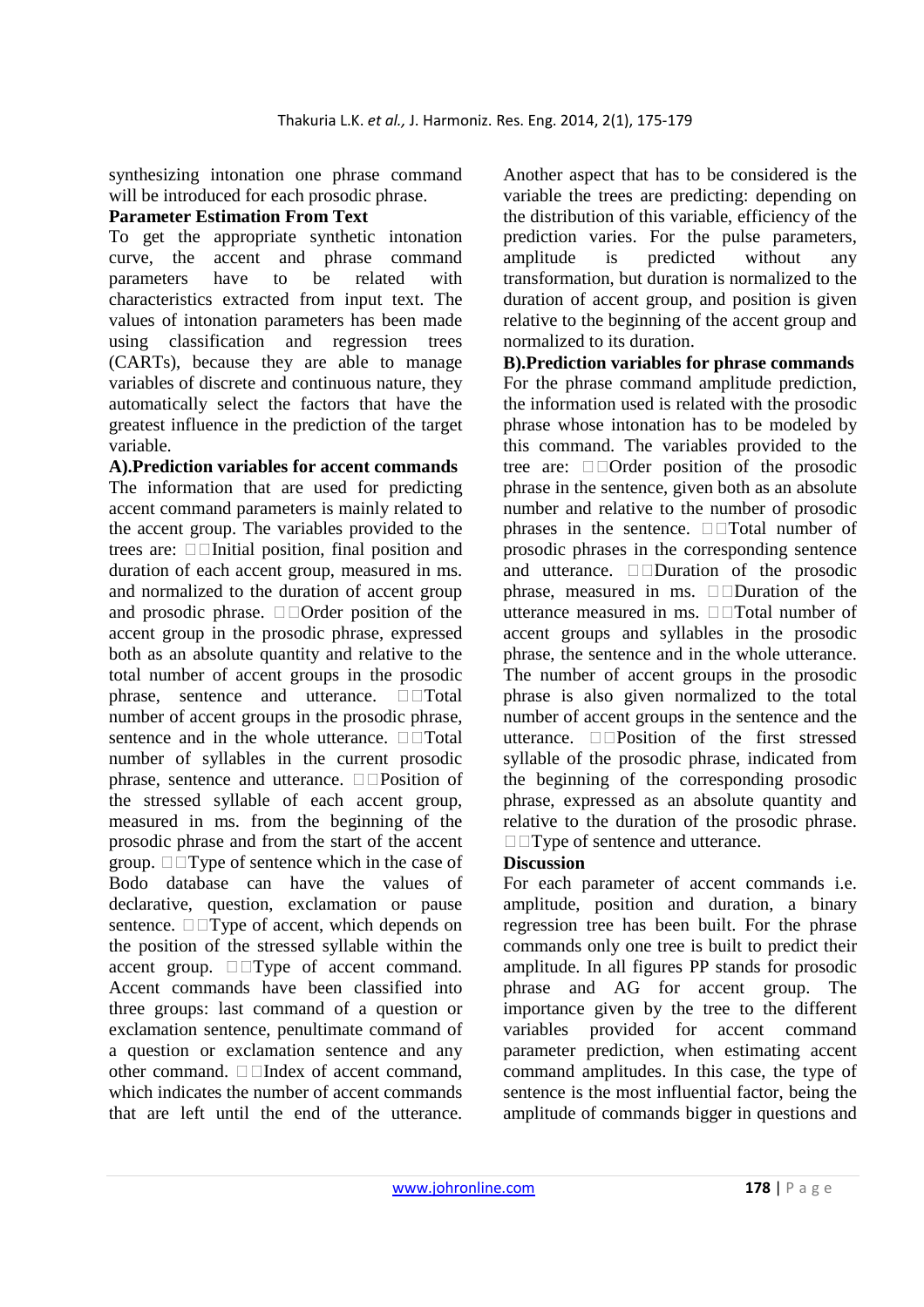synthesizing intonation one phrase command will be introduced for each prosodic phrase.

**Parameter Estimation From Text**

To get the appropriate synthetic intonation curve, the accent and phrase command parameters have to be related with characteristics extracted from input text. The values of intonation parameters has been made using classification and regression trees (CARTs), because they are able to manage variables of discrete and continuous nature, they automatically select the factors that have the greatest influence in the prediction of the target variable.

**A).Prediction variables for accent commands**

The information that are used for predicting accent command parameters is mainly related to the accent group. The variables provided to the trees are:

- Initial position, final position and duration of each accent group, measured in ms. and normalized to the duration of accent group and prosodic phrase.
- Order position of the accent group in the prosodic phrase, expressed both as an absolute quantity and relative to the total number of accent groups in the prosodic phrase, sentence and utterance.
- Total number of accent groups in the prosodic phrase, sentence and in the whole utterance.
- Total number of syllables in the current prosodic phrase, sentence and utterance.
- Position of the stressed syllable of each accent group, measured in ms. from the beginning of the prosodic phrase and from the start of the accent group.
- Type of sentence which in the case of Bodo database can have the values of declarative, question, exclamation or pause sentence.
- Type of accent, which depends on the position of the stressed syllable within the accent group.
- Type of accent command. Accent commands have been classified into three groups: last command of a question or exclamation sentence, penultimate command of a question or exclamation sentence and any other command.
- Index of accent command, which indicates the number of accent commands that are left until the end of the utterance.

Another aspect that has to be considered is the variable the trees are predicting: depending on the distribution of this variable, efficiency of the prediction varies. For the pulse parameters, amplitude is predicted without any transformation, but duration is normalized to the duration of accent group, and position is given relative to the beginning of the accent group and normalized to its duration.

**B).Prediction variables for phrase commands**

For the phrase command amplitude prediction, the information used is related with the prosodic phrase whose intonation has to be modeled by this command. The variables provided to the tree are:

- Order position of the prosodic phrase in the sentence, given both as an absolute number and relative to the number of prosodic phrases in the sentence.
- Total number of prosodic phrases in the corresponding sentence and utterance.
- Duration of the prosodic phrase, measured in ms.
- Duration of the utterance measured in ms.
- Total number of accent groups and syllables in the prosodic phrase, the sentence and in the whole utterance. The number of accent groups in the prosodic phrase is also given normalized to the total number of accent groups in the sentence and the utterance.
- Position of the first stressed syllable of the prosodic phrase, indicated from the beginning of the corresponding prosodic phrase, expressed as an absolute quantity and relative to the duration of the prosodic phrase.
- Type of sentence and utterance.

**Discussion**

For each parameter of accent commands i.e. amplitude, position and duration, a binary regression tree has been built. For the phrase commands only one tree is built to predict their amplitude. In all figures PP stands for prosodic phrase and AG for accent group. The importance given by the tree to the different variables provided for accent command parameter prediction, when estimating accent command amplitudes. In this case, the type of sentence is the most influential factor, being the amplitude of commands bigger in questions and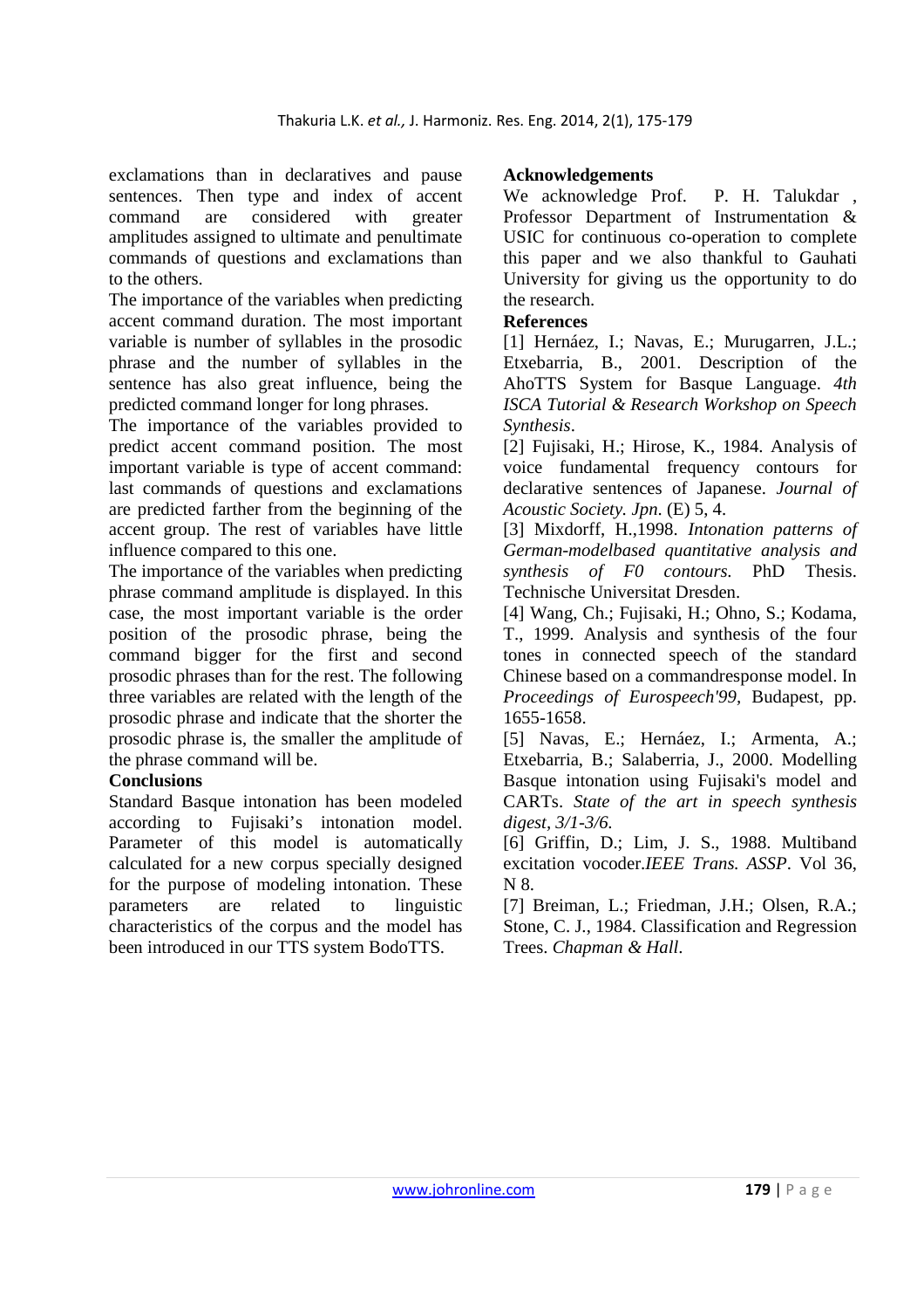exclamations than in declaratives and pause sentences. Then type and index of accent command are considered with greater amplitudes assigned to ultimate and penultimate commands of questions and exclamations than to the others.

The importance of the variables when predicting accent command duration. The most important variable is number of syllables in the prosodic phrase and the number of syllables in the sentence has also great influence, being the predicted command longer for long phrases.

The importance of the variables provided to predict accent command position. The most important variable is type of accent command: last commands of questions and exclamations are predicted farther from the beginning of the accent group. The rest of variables have little influence compared to this one.

The importance of the variables when predicting phrase command amplitude is displayed. In this case, the most important variable is the order position of the prosodic phrase, being the command bigger for the first and second prosodic phrases than for the rest. The following three variables are related with the length of the prosodic phrase and indicate that the shorter the prosodic phrase is, the smaller the amplitude of the phrase command will be.

## Conclusions

Standard Basque intonation has been modeled according to Fujisaki's intonation model. Parameter of this model is automatically calculated for a new corpus specially designed for the purpose of modeling intonation. These parameters are related to linguistic characteristics of the corpus and the model has been introduced in our TTS system BodoTTS.

## Acknowledgements

We acknowledge Prof. P. H. Talukdar , Professor Department of Instrumentation & USIC for continuous co-operation to complete this paper and we also thankful to Gauhati University for giving us the opportunity to do the research.

## References

[1] Hernáez, I.; Navas, E.; Murugarren, J.L.; Etxebarria, B., 2001. Description of the AhoTTS System for Basque Language. *4th ISCA Tutorial & Research Workshop on Speech Synthesis*.

[2] Fujisaki, H.; Hirose, K., 1984. Analysis of voice fundamental frequency contours for declarative sentences of Japanese. *Journal of Acoustic Society. Jpn*. (E) 5, 4.

[3] Mixdorff, H.,1998. *Intonation patterns of German-modelbased quantitative analysis and synthesis of F0 contours.* PhD Thesis. Technische Universitat Dresden.

[4] Wang, Ch.; Fujisaki, H.; Ohno, S.; Kodama, T., 1999. Analysis and synthesis of the four tones in connected speech of the standard Chinese based on a commandresponse model. In *Proceedings of Eurospeech'99*, Budapest, pp. 1655-1658.

[5] Navas, E.; Hernáez, I.; Armenta, A.; Etxebarria, B.; Salaberria, J., 2000. Modelling Basque intonation using Fujisaki's model and CARTs. *State of the art in speech synthesis digest, 3/1-3/6.*

[6] Griffin, D.; Lim, J. S., 1988. Multiband excitation vocoder.*IEEE Trans. ASSP*. Vol 36, N 8.

[7] Breiman, L.; Friedman, J.H.; Olsen, R.A.; Stone, C. J., 1984. Classification and Regression Trees. *Chapman & Hall*.